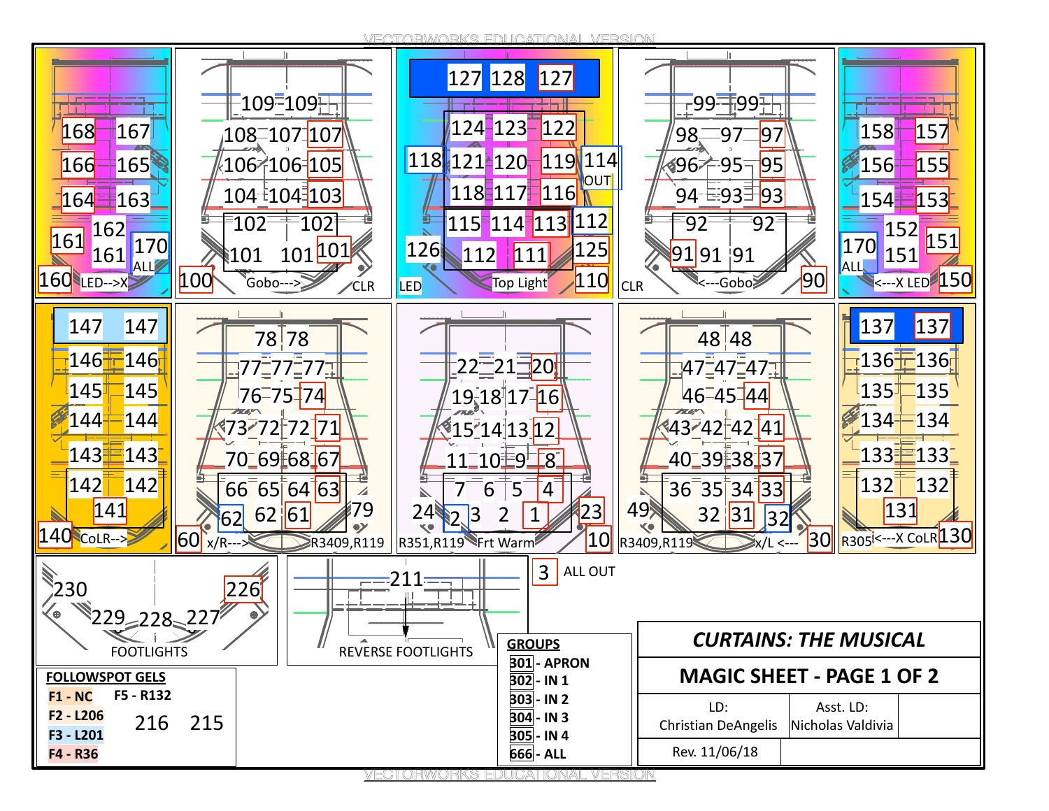# CURTAINS: THE MUSICAL

## MAGIC SHEET - PAGE 1 OF 2

| LD: Christian DeAngelis | Asst. LD: Nicholas Valdivia |
| --- | --- |
| Rev. 11/06/18 | |

### LED-->X

168 167
166 165
164 163
161 162
161 170 ALL
160

### Gobo--->

109 109
108 107 107
106 106 105
104 104 103
102 102
101 101 101
100
CLR

### Top Light

127 128 127
124 123 122
118 121 120 119 114 OUT
118 117 116
115 114 113 112
126 112 111 125
110
LED

### <---Gobo

99 99
98 97 97
96 95 95
94 93 93
92 92
91 91 91
90
CLR

### <---X LED

158 157
156 155
154 153
152 151
170 ALL 151
150

### CoLR-->

147 147
146 146
145 145
144 144
143 143
142 142
141
140

### x/R--->

78 78
77 77 77
76 75 74
73 72 72 71
70 69 68 67
66 65 64 63
62 62 61 79
60
R3409, R119

### Frt Warm

22 21 20
19 18 17 16
15 14 13 12
11 10 9 8
7 6 5 4
24 2 3 2 1 23
10
R351, R119

### x/L <---

48 48
47 47 47
46 45 44
43 42 42 41
40 39 38 37
36 35 34 33
49 32 31 32
30
R3409, R119

### <---X CoLR

137 137
136 136
135 135
134 134
133 133
132 132
131
130
R305

### FOOTLIGHTS

230 226
229 228 227

### REVERSE FOOTLIGHTS

211

3 ALL OUT

### FOLLOWSPOT GELS

- F1 - NC
- F2 - L206
- F3 - L201
- F4 - R36
- F5 - R132

216 215

### GROUPS

- 301 - APRON
- 302 - IN 1
- 303 - IN 2
- 304 - IN 3
- 305 - IN 4
- 666 - ALL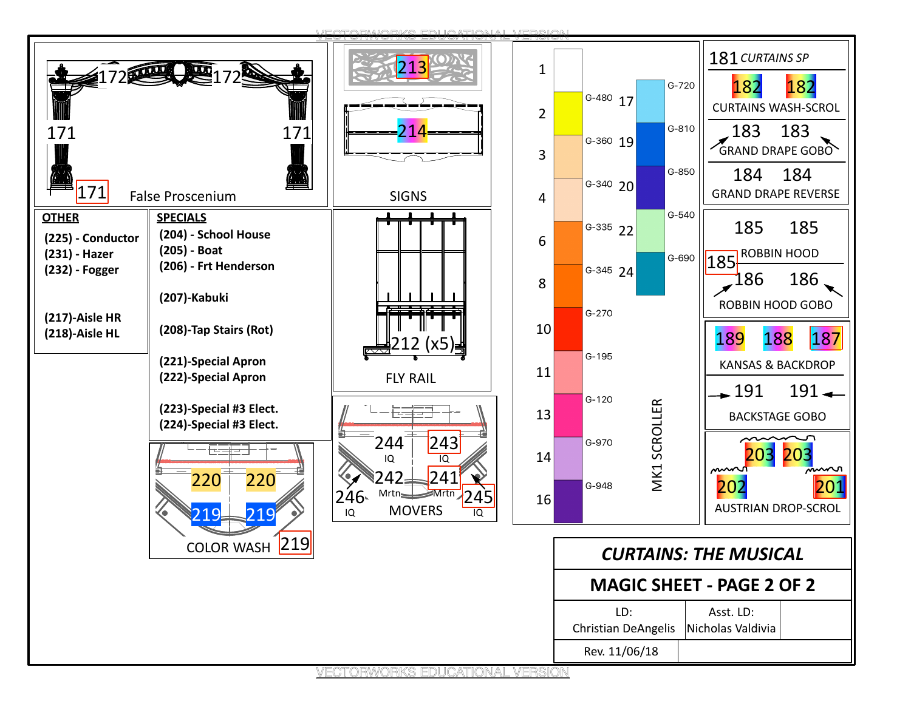# CURTAINS: THE MUSICAL

## MAGIC SHEET - PAGE 2 OF 2

| LD: | Asst. LD: |
|---|---|
| Christian DeAngelis | Nicholas Valdivia |
| Rev. 11/06/18 | |

### False Proscenium

172 172

171 171

171

### SIGNS

213

214

### OTHER

(225) - Conductor
(231) - Hazer
(232) - Fogger

(217)-Aisle HR
(218)-Aisle HL

### SPECIALS

(204) - School House
(205) - Boat
(206) - Frt Henderson

(207)-Kabuki

(208)-Tap Stairs (Rot)

(221)-Special Apron
(222)-Special Apron

(223)-Special #3 Elect.
(224)-Special #3 Elect.

### FLY RAIL

212 (x5)

### COLOR WASH

220 220

219 219

219

### MOVERS

244 IQ
243 IQ
242 Mrtn
241 Mrtn
246 IQ
245 IQ

### MK1 SCROLLER

1

2 G-480

3 G-360

4 G-340

6 G-335

8 G-345

10 G-270

11 G-195

13 G-120

14 G-970

16 G-948

17 G-720

19 G-810

20 G-850

22 G-540

24 G-690

### 181 CURTAINS SP

182 182
CURTAINS WASH-SCROL

183 183
GRAND DRAPE GOBO

184 184
GRAND DRAPE REVERSE

185 185
ROBBIN HOOD

185

186 186
ROBBIN HOOD GOBO

189 188 187
KANSAS & BACKDROP

191 191
BACKSTAGE GOBO

203 203
202 201
AUSTRIAN DROP-SCROL